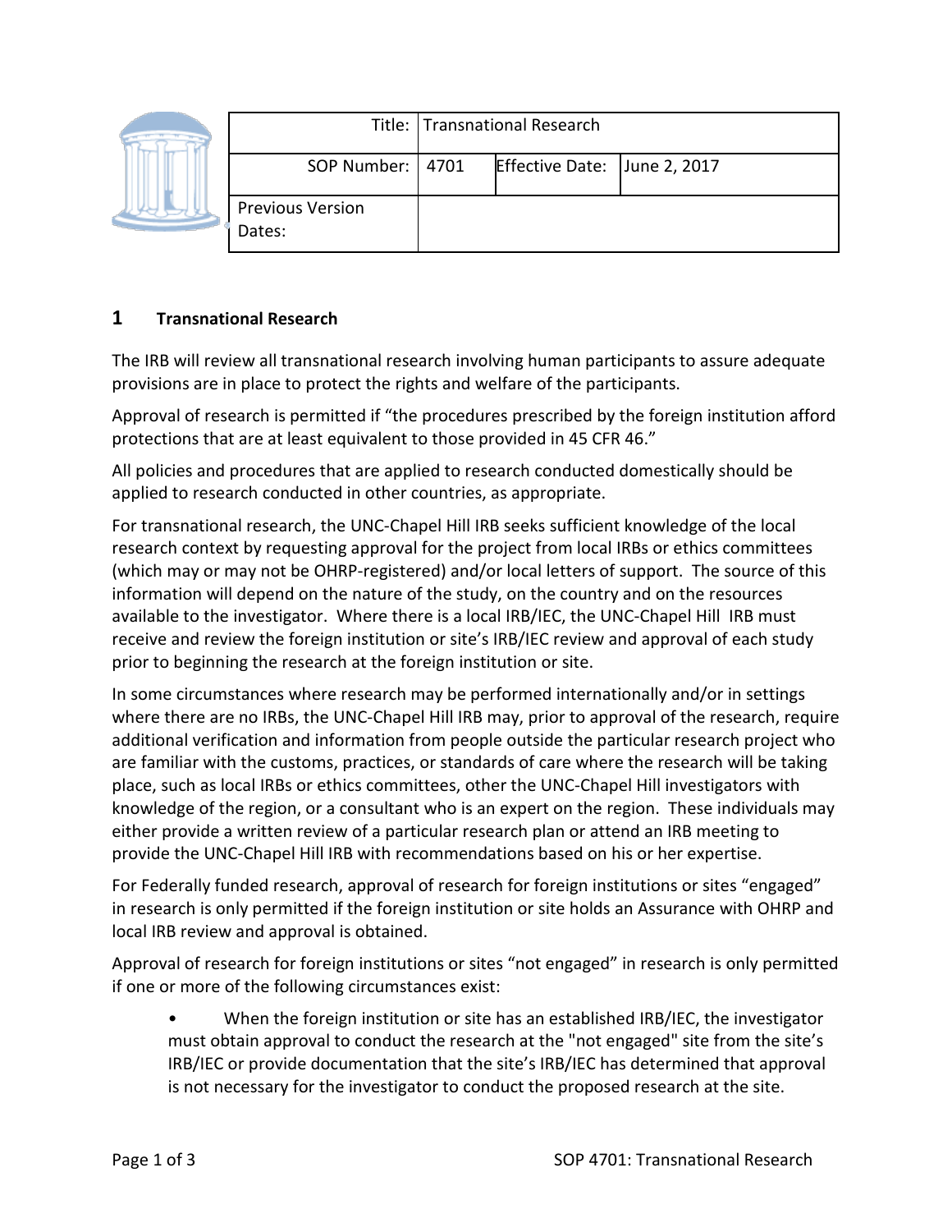| Title: | Transnational Research | | |
|---|---|---|---|
| SOP Number: | 4701 | Effective Date: | June 2, 2017 |
| Previous Version Dates: | | | |

## 1 Transnational Research

The IRB will review all transnational research involving human participants to assure adequate provisions are in place to protect the rights and welfare of the participants.

Approval of research is permitted if "the procedures prescribed by the foreign institution afford protections that are at least equivalent to those provided in 45 CFR 46."

All policies and procedures that are applied to research conducted domestically should be applied to research conducted in other countries, as appropriate.

For transnational research, the UNC-Chapel Hill IRB seeks sufficient knowledge of the local research context by requesting approval for the project from local IRBs or ethics committees (which may or may not be OHRP-registered) and/or local letters of support. The source of this information will depend on the nature of the study, on the country and on the resources available to the investigator. Where there is a local IRB/IEC, the UNC-Chapel Hill IRB must receive and review the foreign institution or site's IRB/IEC review and approval of each study prior to beginning the research at the foreign institution or site.

In some circumstances where research may be performed internationally and/or in settings where there are no IRBs, the UNC-Chapel Hill IRB may, prior to approval of the research, require additional verification and information from people outside the particular research project who are familiar with the customs, practices, or standards of care where the research will be taking place, such as local IRBs or ethics committees, other the UNC-Chapel Hill investigators with knowledge of the region, or a consultant who is an expert on the region. These individuals may either provide a written review of a particular research plan or attend an IRB meeting to provide the UNC-Chapel Hill IRB with recommendations based on his or her expertise.

For Federally funded research, approval of research for foreign institutions or sites "engaged" in research is only permitted if the foreign institution or site holds an Assurance with OHRP and local IRB review and approval is obtained.

Approval of research for foreign institutions or sites "not engaged" in research is only permitted if one or more of the following circumstances exist:

- When the foreign institution or site has an established IRB/IEC, the investigator must obtain approval to conduct the research at the "not engaged" site from the site's IRB/IEC or provide documentation that the site's IRB/IEC has determined that approval is not necessary for the investigator to conduct the proposed research at the site.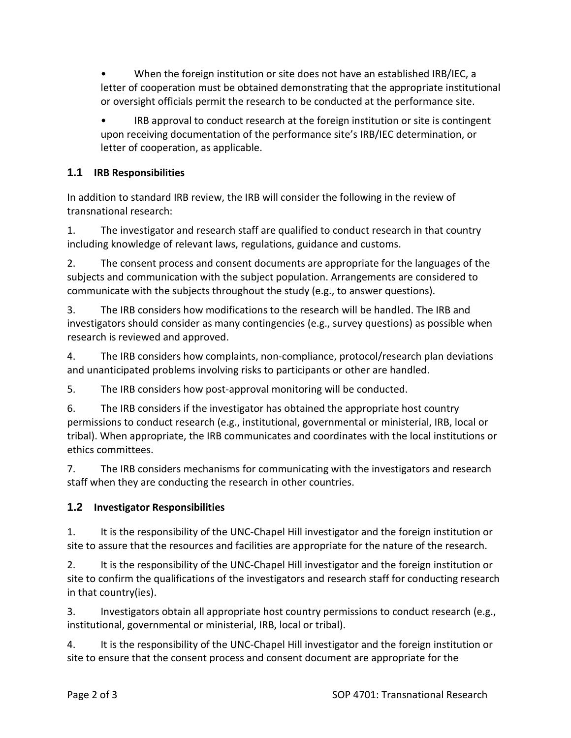- When the foreign institution or site does not have an established IRB/IEC, a letter of cooperation must be obtained demonstrating that the appropriate institutional or oversight officials permit the research to be conducted at the performance site.
- IRB approval to conduct research at the foreign institution or site is contingent upon receiving documentation of the performance site's IRB/IEC determination, or letter of cooperation, as applicable.

## 1.1 IRB Responsibilities

In addition to standard IRB review, the IRB will consider the following in the review of transnational research:

1. The investigator and research staff are qualified to conduct research in that country including knowledge of relevant laws, regulations, guidance and customs.
2. The consent process and consent documents are appropriate for the languages of the subjects and communication with the subject population. Arrangements are considered to communicate with the subjects throughout the study (e.g., to answer questions).
3. The IRB considers how modifications to the research will be handled. The IRB and investigators should consider as many contingencies (e.g., survey questions) as possible when research is reviewed and approved.
4. The IRB considers how complaints, non-compliance, protocol/research plan deviations and unanticipated problems involving risks to participants or other are handled.
5. The IRB considers how post-approval monitoring will be conducted.
6. The IRB considers if the investigator has obtained the appropriate host country permissions to conduct research (e.g., institutional, governmental or ministerial, IRB, local or tribal). When appropriate, the IRB communicates and coordinates with the local institutions or ethics committees.
7. The IRB considers mechanisms for communicating with the investigators and research staff when they are conducting the research in other countries.

## 1.2 Investigator Responsibilities

1. It is the responsibility of the UNC-Chapel Hill investigator and the foreign institution or site to assure that the resources and facilities are appropriate for the nature of the research.
2. It is the responsibility of the UNC-Chapel Hill investigator and the foreign institution or site to confirm the qualifications of the investigators and research staff for conducting research in that country(ies).
3. Investigators obtain all appropriate host country permissions to conduct research (e.g., institutional, governmental or ministerial, IRB, local or tribal).
4. It is the responsibility of the UNC-Chapel Hill investigator and the foreign institution or site to ensure that the consent process and consent document are appropriate for the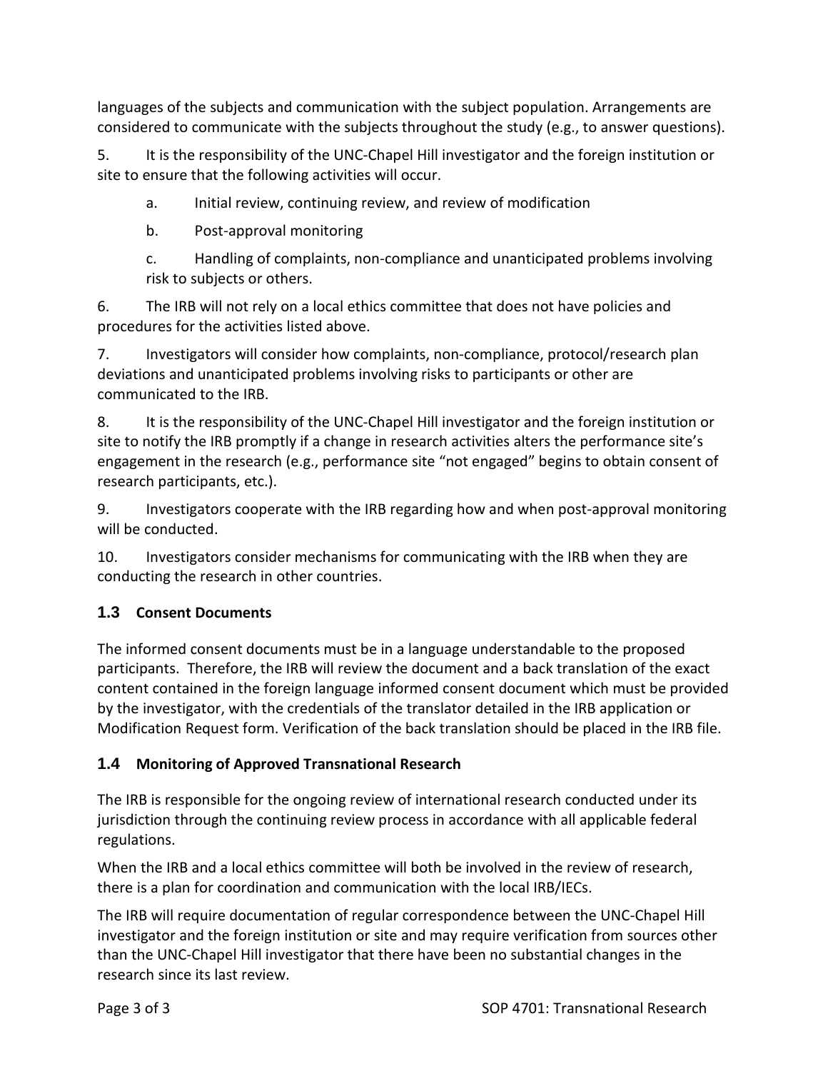languages of the subjects and communication with the subject population. Arrangements are considered to communicate with the subjects throughout the study (e.g., to answer questions).

5. It is the responsibility of the UNC-Chapel Hill investigator and the foreign institution or site to ensure that the following activities will occur.

   a. Initial review, continuing review, and review of modification

   b. Post-approval monitoring

   c. Handling of complaints, non-compliance and unanticipated problems involving risk to subjects or others.

6. The IRB will not rely on a local ethics committee that does not have policies and procedures for the activities listed above.

7. Investigators will consider how complaints, non-compliance, protocol/research plan deviations and unanticipated problems involving risks to participants or other are communicated to the IRB.

8. It is the responsibility of the UNC-Chapel Hill investigator and the foreign institution or site to notify the IRB promptly if a change in research activities alters the performance site's engagement in the research (e.g., performance site "not engaged" begins to obtain consent of research participants, etc.).

9. Investigators cooperate with the IRB regarding how and when post-approval monitoring will be conducted.

10. Investigators consider mechanisms for communicating with the IRB when they are conducting the research in other countries.

## 1.3 Consent Documents

The informed consent documents must be in a language understandable to the proposed participants. Therefore, the IRB will review the document and a back translation of the exact content contained in the foreign language informed consent document which must be provided by the investigator, with the credentials of the translator detailed in the IRB application or Modification Request form. Verification of the back translation should be placed in the IRB file.

## 1.4 Monitoring of Approved Transnational Research

The IRB is responsible for the ongoing review of international research conducted under its jurisdiction through the continuing review process in accordance with all applicable federal regulations.

When the IRB and a local ethics committee will both be involved in the review of research, there is a plan for coordination and communication with the local IRB/IECs.

The IRB will require documentation of regular correspondence between the UNC-Chapel Hill investigator and the foreign institution or site and may require verification from sources other than the UNC-Chapel Hill investigator that there have been no substantial changes in the research since its last review.